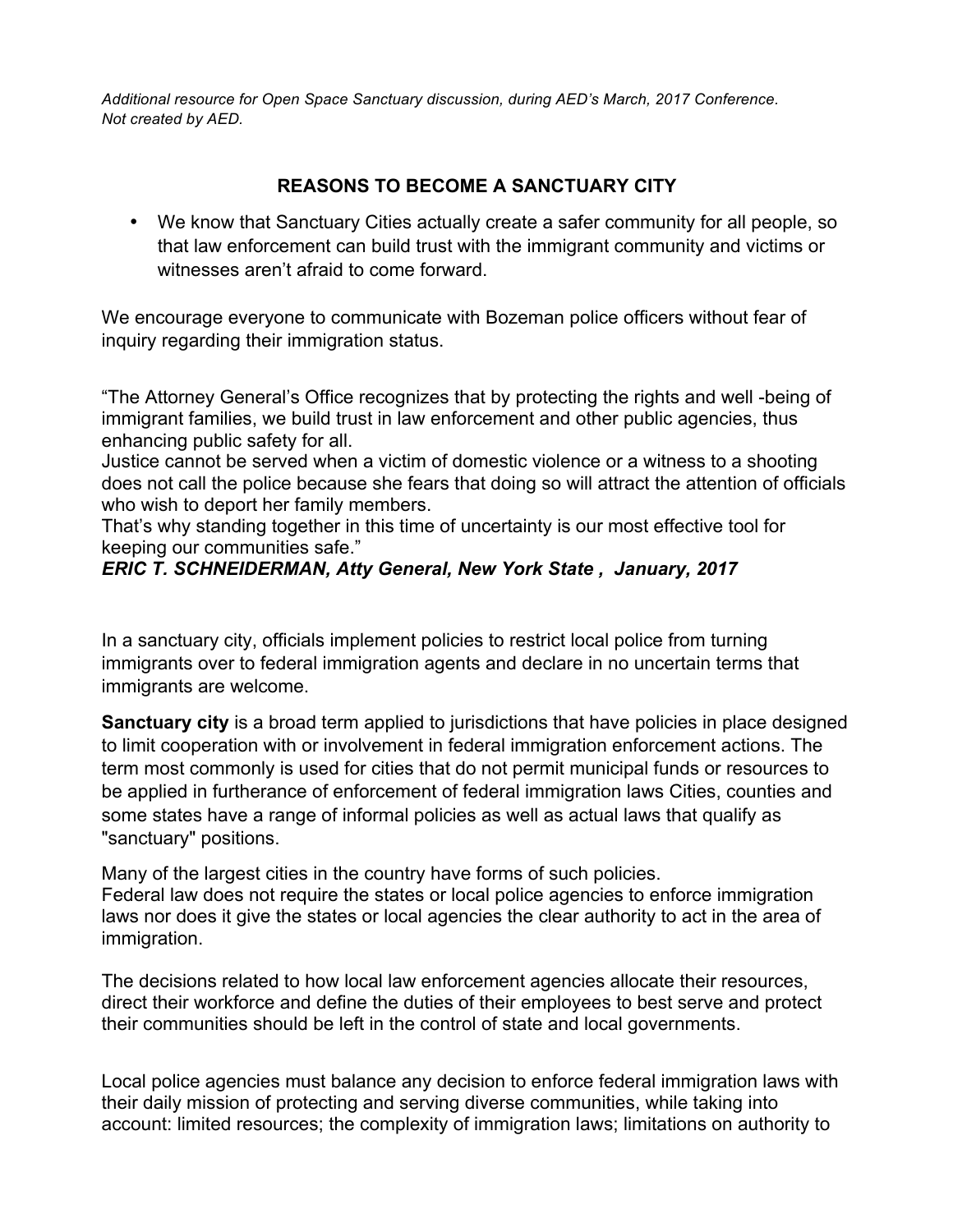*Additional resource for Open Space Sanctuary discussion, during AED's March, 2017 Conference. Not created by AED.*

## REASONS TO BECOME A SANCTUARY CITY

- We know that Sanctuary Cities actually create a safer community for all people, so that law enforcement can build trust with the immigrant community and victims or witnesses aren't afraid to come forward.

We encourage everyone to communicate with Bozeman police officers without fear of inquiry regarding their immigration status.

"The Attorney General's Office recognizes that by protecting the rights and well -being of immigrant families, we build trust in law enforcement and other public agencies, thus enhancing public safety for all.
Justice cannot be served when a victim of domestic violence or a witness to a shooting does not call the police because she fears that doing so will attract the attention of officials who wish to deport her family members.
That's why standing together in this time of uncertainty is our most effective tool for keeping our communities safe."
***ERIC T. SCHNEIDERMAN, Atty General, New York State , January, 2017***

In a sanctuary city, officials implement policies to restrict local police from turning immigrants over to federal immigration agents and declare in no uncertain terms that immigrants are welcome.

**Sanctuary city** is a broad term applied to jurisdictions that have policies in place designed to limit cooperation with or involvement in federal immigration enforcement actions. The term most commonly is used for cities that do not permit municipal funds or resources to be applied in furtherance of enforcement of federal immigration laws Cities, counties and some states have a range of informal policies as well as actual laws that qualify as "sanctuary" positions.

Many of the largest cities in the country have forms of such policies.
Federal law does not require the states or local police agencies to enforce immigration laws nor does it give the states or local agencies the clear authority to act in the area of immigration.

The decisions related to how local law enforcement agencies allocate their resources, direct their workforce and define the duties of their employees to best serve and protect their communities should be left in the control of state and local governments.

Local police agencies must balance any decision to enforce federal immigration laws with their daily mission of protecting and serving diverse communities, while taking into account: limited resources; the complexity of immigration laws; limitations on authority to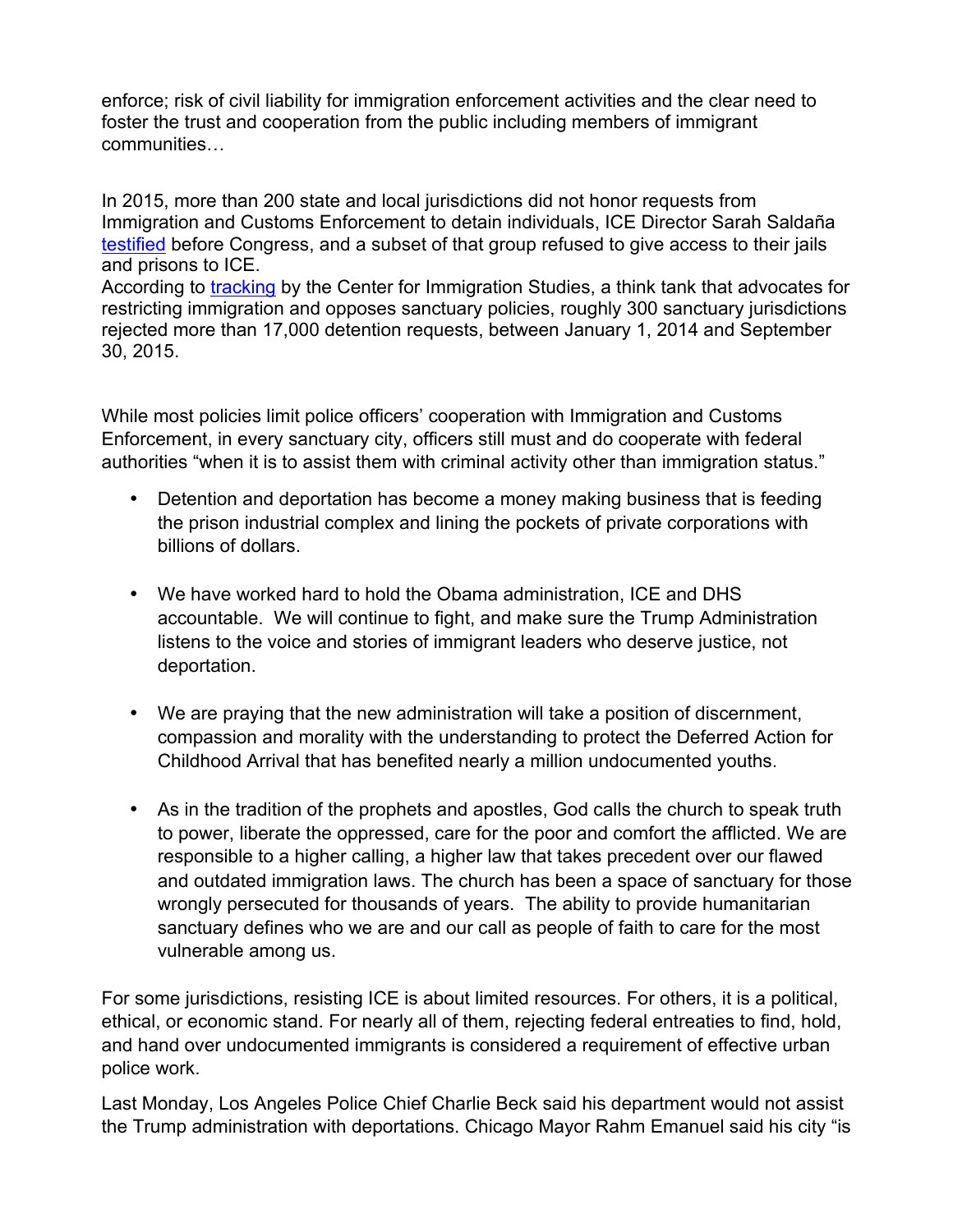enforce; risk of civil liability for immigration enforcement activities and the clear need to foster the trust and cooperation from the public including members of immigrant communities…

In 2015, more than 200 state and local jurisdictions did not honor requests from Immigration and Customs Enforcement to detain individuals, ICE Director Sarah Saldaña testified before Congress, and a subset of that group refused to give access to their jails and prisons to ICE.
According to tracking by the Center for Immigration Studies, a think tank that advocates for restricting immigration and opposes sanctuary policies, roughly 300 sanctuary jurisdictions rejected more than 17,000 detention requests, between January 1, 2014 and September 30, 2015.

While most policies limit police officers' cooperation with Immigration and Customs Enforcement, in every sanctuary city, officers still must and do cooperate with federal authorities "when it is to assist them with criminal activity other than immigration status."

- Detention and deportation has become a money making business that is feeding the prison industrial complex and lining the pockets of private corporations with billions of dollars.
- We have worked hard to hold the Obama administration, ICE and DHS accountable. We will continue to fight, and make sure the Trump Administration listens to the voice and stories of immigrant leaders who deserve justice, not deportation.
- We are praying that the new administration will take a position of discernment, compassion and morality with the understanding to protect the Deferred Action for Childhood Arrival that has benefited nearly a million undocumented youths.
- As in the tradition of the prophets and apostles, God calls the church to speak truth to power, liberate the oppressed, care for the poor and comfort the afflicted. We are responsible to a higher calling, a higher law that takes precedent over our flawed and outdated immigration laws. The church has been a space of sanctuary for those wrongly persecuted for thousands of years. The ability to provide humanitarian sanctuary defines who we are and our call as people of faith to care for the most vulnerable among us.

For some jurisdictions, resisting ICE is about limited resources. For others, it is a political, ethical, or economic stand. For nearly all of them, rejecting federal entreaties to find, hold, and hand over undocumented immigrants is considered a requirement of effective urban police work.

Last Monday, Los Angeles Police Chief Charlie Beck said his department would not assist the Trump administration with deportations. Chicago Mayor Rahm Emanuel said his city "is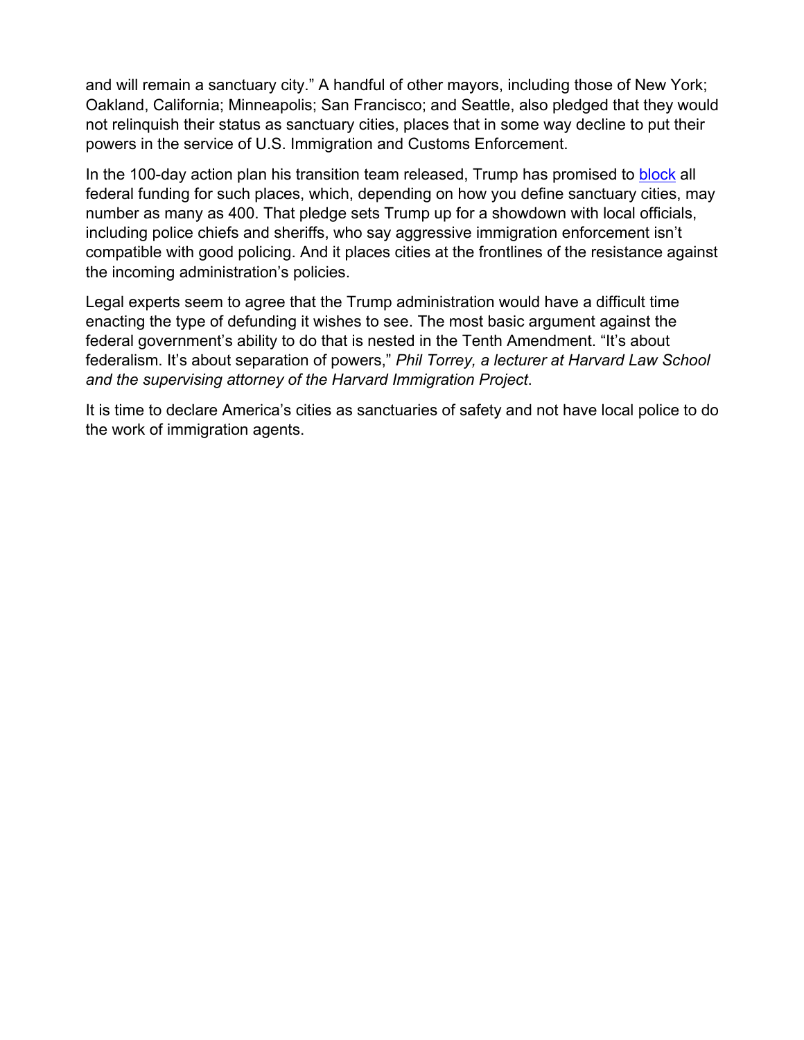and will remain a sanctuary city." A handful of other mayors, including those of New York; Oakland, California; Minneapolis; San Francisco; and Seattle, also pledged that they would not relinquish their status as sanctuary cities, places that in some way decline to put their powers in the service of U.S. Immigration and Customs Enforcement.

In the 100-day action plan his transition team released, Trump has promised to block all federal funding for such places, which, depending on how you define sanctuary cities, may number as many as 400. That pledge sets Trump up for a showdown with local officials, including police chiefs and sheriffs, who say aggressive immigration enforcement isn't compatible with good policing. And it places cities at the frontlines of the resistance against the incoming administration's policies.

Legal experts seem to agree that the Trump administration would have a difficult time enacting the type of defunding it wishes to see. The most basic argument against the federal government's ability to do that is nested in the Tenth Amendment. "It's about federalism. It's about separation of powers," *Phil Torrey, a lecturer at Harvard Law School and the supervising attorney of the Harvard Immigration Project*.

It is time to declare America's cities as sanctuaries of safety and not have local police to do the work of immigration agents.